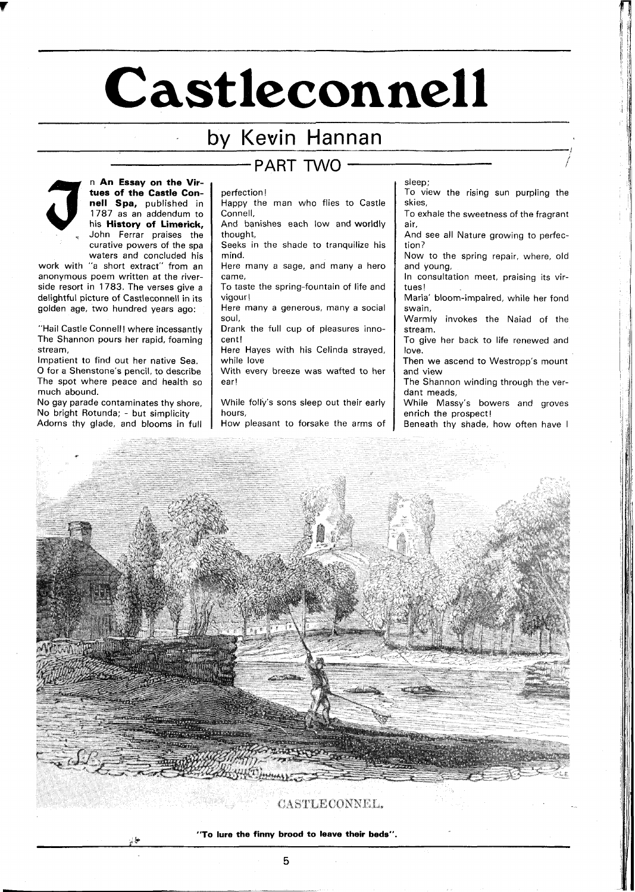# Castleconnell

## by Kevin Hannan

### PART TWO

In **An Essay on the Virtues of the Castle Connell Spa,** published in 1787 as an addendum to his **History of Limerick,** John Ferrar praises the curative powers of the spa waters and concluded his work with "a short extract" from an anonymous poem written at the riverside resort in 1783. The verses give a delightful picture of Castleconnell in its golden age, two hundred years ago:

"Hail Castle Connell! where incessantly
The Shannon pours her rapid, foaming stream,
Impatient to find out her native Sea.
O for a Shenstone's pencil, to describe
The spot where peace and health so much abound.
No gay parade contaminates thy shore,
No bright Rotunda; - but simplicity
Adorns thy glade, and blooms in full perfection!
Happy the man who flies to Castle Connell,
And banishes each low and worldly thought,
Seeks in the shade to tranquilize his mind.
Here many a sage, and many a hero came,
To taste the spring-fountain of life and vigour!
Here many a generous, many a social soul,
Drank the full cup of pleasures innocent!
Here Hayes with his Celinda strayed, while love
With every breeze was wafted to her ear!

While folly's sons sleep out their early hours,
How pleasant to forsake the arms of sleep;
To view the rising sun purpling the skies,
To exhale the sweetness of the fragrant air,
And see all Nature growing to perfection?
Now to the spring repair, where, old and young,
In consultation meet, praising its virtues!
Maria' bloom-impaired, while her fond swain,
Warmly invokes the Naiad of the stream.
To give her back to life renewed and love.
Then we ascend to Westropp's mount and view
The Shannon winding through the verdant meads,
While Massy's bowers and groves enrich the prospect!
Beneath thy shade, how often have I

CASTLECONNEL.

**"To lure the finny brood to leave their beds".**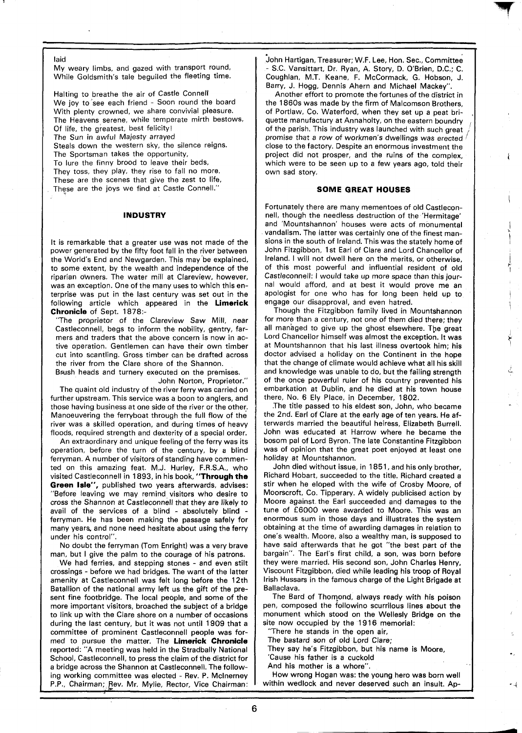laid
My weary limbs, and gazed with transport round,
While Goldsmith's tale beguiled the fleeting time.

Halting to breathe the air of Castle Connell
We joy to see each friend - Soon round the board
With plenty crowned, we share convivial pleasure.
The Heavens serene, while temperate mirth bestows,
Of life, the greatest, best felicity!
The Sun in awful Majesty arrayed
Steals down the western sky, the silence reigns.
The Sportsman takes the opportunity,
To lure the finny brood to leave their beds,
They toss, they play, they rise to fall no more.
These are the scenes that give the zest to life,
These are the joys we find at Castle Connell."

## INDUSTRY

It is remarkable that a greater use was not made of the power generated by the fifty foot fall in the river between the World's End and Newgarden. This may be explained, to some extent, by the wealth and independence of the riparian owners. The water mill at Clareview, however, was an exception. One of the many uses to which this enterprise was put in the last century was set out in the following article which appeared in the **Limerick Chronicle** of Sept. 1878:-

"The proprietor of the Clareview Saw Mill, near Castleconnell, begs to inform the nobility, gentry, farmers and traders that the above concern is now in active operation. Gentlemen can have their own timber cut into scantling. Gross timber can be drafted across the river from the Clare shore of the Shannon.
Brush heads and turnery executed on the premises.
John Norton, Proprietor."

The quaint old industry of the river ferry was carried on further upstream. This service was a boon to anglers, and those having business at one side of the river or the other. Manoeuvering the ferryboat through the full flow of the river was a skilled operation, and during times of heavy floods, required strength and dexterity of a special order.

An extraordinary and unique feeling of the ferry was its operation, before the turn of the century, by a blind ferryman. A number of visitors of standing have commented on this amazing feat. M.J. Hurley, F.R.S.A., who visited Castleconnell in 1893, in his book, **"Through the Green Isle"**, published two years afterwards, advises: "Before leaving we may remind visitors who desire to cross the Shannon at Castleconnell that they are likely to avail of the services of a blind - absolutely blind - ferryman. He has been making the passage safely for many years, and none need hesitate about using the ferry under his control".

No doubt the ferryman (Tom Enright) was a very brave man, but I give the palm to the courage of his patrons.

We had ferries, and stepping stones - and even stilt crossings - before we had bridges. The want of the latter amenity at Castleconnell was felt long before the 12th Batallion of the national army left us the gift of the present fine footbridge. The local people, and some of the more important visitors, broached the subject of a bridge to link up with the Clare shore on a number of occasions during the last century, but it was not until 1909 that a committee of prominent Castleconnell people was formed to pursue the matter. The **Limerick Chronicle** reported: "A meeting was held in the Stradbally National School, Castleconnell, to press the claim of the district for a bridge across the Shannon at Castleconnell. The following working committee was elected - Rev. P. McInerney P.P., Chairman; Rev. Mr. Mylie, Rector, Vice Chairman: John Hartigan, Treasurer; W.F. Lee, Hon. Sec., Committee - S.C. Vansittart, Dr. Ryan, A. Story, D. O'Brien, D.C.; C. Coughlan, M.T. Keane, F. McCormack, G. Hobson, J. Barry, J. Hogg, Dennis Ahern and Michael Mackey".

Another effort to promote the fortunes of the district in the 1860s was made by the firm of Malcomson Brothers, of Portlaw, Co. Waterford, when they set up a peat briquette manufactury at Annaholty, on the eastern boundry of the parish. This industry was launched with such great promise that a row of workmen's dwellings was erected close to the factory. Despite an enormous investment the project did not prosper, and the ruins of the complex, which were to be seen up to a few years ago, told their own sad story.

## SOME GREAT HOUSES

Fortunately there are many mementoes of old Castleconnell, though the needless destruction of the 'Hermitage' and 'Mountshannon' houses were acts of monumental vandalism. The latter was certainly one of the finest mansions in the south of Ireland. This was the stately home of John Fitzgibbon, 1st Earl of Clare and Lord Chancellor of Ireland. I will not dwell here on the merits, or otherwise, of this most powerful and influential resident of old Castleconnell: I would take up more space than this journal would afford, and at best it would prove me an apologist for one who has for long been held up to engage our disapproval, and even hatred.

Though the Fitzgibbon family lived in Mountshannon for more than a century, not one of them died there; they all managed to give up the ghost elsewhere. The great Lord Chancellor himself was almost the exception. It was at Mountshannon that his last illness overtook him; his doctor advised a holiday on the Continent in the hope that the change of climate would achieve what all his skill and knowledge was unable to do, but the failing strength of the once powerful ruler of his country prevented his embarkation at Dublin, and he died at his town house there, No. 6 Ely Place, in December, 1802.

The title passed to his eldest son, John, who became the 2nd. Earl of Clare at the early age of ten years. He afterwards married the beautiful heiress, Elizabeth Burrell. John was educated at Harrow where he became the bosom pal of Lord Byron. The late Constantine Fitzgibbon was of opinion that the great poet enjoyed at least one holiday at Mountshannon.

John died without issue, in 1851, and his only brother, Richard Hobart, succeeded to the title. Richard created a stir when he eloped with the wife of Crosby Moore, of Moorscroft, Co. Tipperary. A widely publicised action by Moore against the Earl succeeded and damages to the tune of £6000 were awarded to Moore. This was an enormous sum in those days and illustrates the system obtaining at the time of awarding damages in relation to one's wealth. Moore, also a wealthy man, is supposed to have said afterwards that he got "the best part of the bargain". The Earl's first child, a son, was born before they were married. His second son, John Charles Henry, Viscount Fitzgibbon, died while leading his troop of Royal Irish Hussars in the famous charge of the Light Brigade at Ballaclava.

The Bard of Thomond, always ready with his poison pen, composed the followino scurrilous lines about the monument which stood on the Wellesly Bridge on the site now occupied by the 1916 memorial:

"There he stands in the open air,
The bastard son of old Lord Clare;
They say he's Fitzgibbon, but his name is Moore,
'Cause his father is a cuckold
And his mother is a whore".

How wrong Hogan was: the young hero was born well within wedlock and never deserved such an insult. Ap-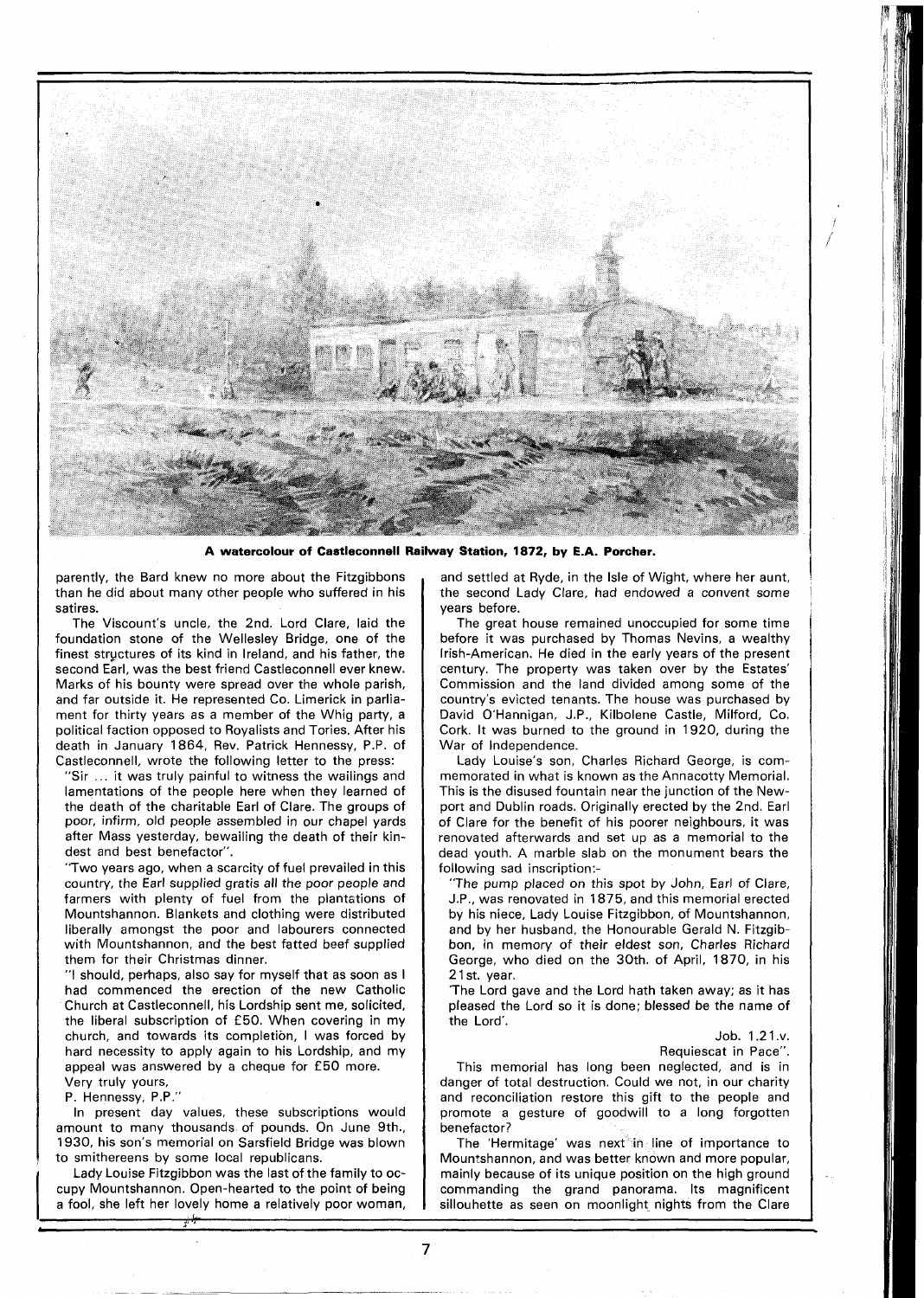**A watercolour of Castleconnell Railway Station, 1872, by E.A. Porcher.**

parently, the Bard knew no more about the Fitzgibbons than he did about many other people who suffered in his satires.

The Viscount's uncle, the 2nd. Lord Clare, laid the foundation stone of the Wellesley Bridge, one of the finest structures of its kind in Ireland, and his father, the second Earl, was the best friend Castleconnell ever knew. Marks of his bounty were spread over the whole parish, and far outside it. He represented Co. Limerick in parliament for thirty years as a member of the Whig party, a political faction opposed to Royalists and Tories. After his death in January 1864, Rev. Patrick Hennessy, P.P. of Castleconnell, wrote the following letter to the press:

"Sir ... it was truly painful to witness the wailings and lamentations of the people here when they learned of the death of the charitable Earl of Clare. The groups of poor, infirm, old people assembled in our chapel yards after Mass yesterday, bewailing the death of their kindest and best benefactor".

"Two years ago, when a scarcity of fuel prevailed in this country, the Earl supplied gratis all the poor people and farmers with plenty of fuel from the plantations of Mountshannon. Blankets and clothing were distributed liberally amongst the poor and labourers connected with Mountshannon, and the best fatted beef supplied them for their Christmas dinner.

"I should, perhaps, also say for myself that as soon as I had commenced the erection of the new Catholic Church at Castleconnell, his Lordship sent me, solicited, the liberal subscription of £50. When covering in my church, and towards its completion, I was forced by hard necessity to apply again to his Lordship, and my appeal was answered by a cheque for £50 more.

Very truly yours,

P. Hennessy, P.P."

In present day values, these subscriptions would amount to many thousands of pounds. On June 9th., 1930, his son's memorial on Sarsfield Bridge was blown to smithereens by some local republicans.

Lady Louise Fitzgibbon was the last of the family to occupy Mountshannon. Open-hearted to the point of being a fool, she left her lovely home a relatively poor woman, and settled at Ryde, in the Isle of Wight, where her aunt, the second Lady Clare, had endowed a convent some years before.

The great house remained unoccupied for some time before it was purchased by Thomas Nevins, a wealthy Irish-American. He died in the early years of the present century. The property was taken over by the Estates' Commission and the land divided among some of the country's evicted tenants. The house was purchased by David O'Hannigan, J.P., Kilbolene Castle, Milford, Co. Cork. It was burned to the ground in 1920, during the War of Independence.

Lady Louise's son, Charles Richard George, is commemorated in what is known as the Annacotty Memorial. This is the disused fountain near the junction of the Newport and Dublin roads. Originally erected by the 2nd. Earl of Clare for the benefit of his poorer neighbours, it was renovated afterwards and set up as a memorial to the dead youth. A marble slab on the monument bears the following sad inscription:-

"The pump placed on this spot by John, Earl of Clare, J.P., was renovated in 1875, and this memorial erected by his niece, Lady Louise Fitzgibbon, of Mountshannon, and by her husband, the Honourable Gerald N. Fitzgibbon, in memory of their eldest son, Charles Richard George, who died on the 30th. of April, 1870, in his 21st. year.

'The Lord gave and the Lord hath taken away; as it has pleased the Lord so it is done; blessed be the name of the Lord'.

Job. 1.21.v.

Requiescat in Pace".

This memorial has long been neglected, and is in danger of total destruction. Could we not, in our charity and reconciliation restore this gift to the people and promote a gesture of goodwill to a long forgotten benefactor?

The 'Hermitage' was next in line of importance to Mountshannon, and was better known and more popular, mainly because of its unique position on the high ground commanding the grand panorama. Its magnificent sillouhette as seen on moonlight nights from the Clare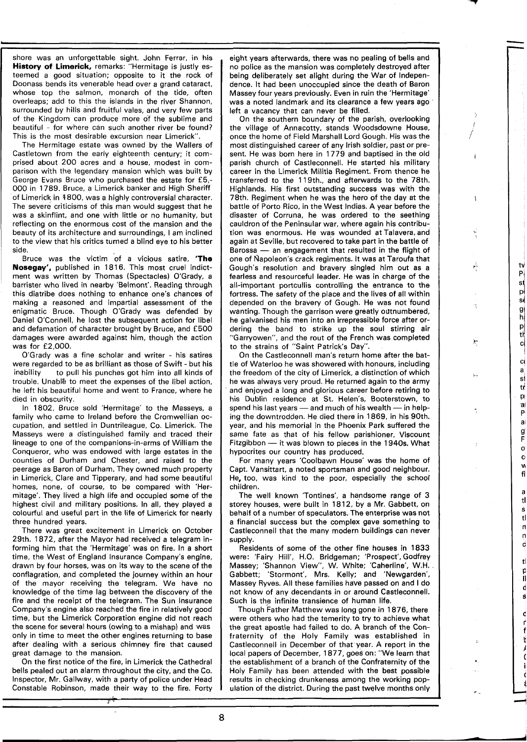shore was an unforgettable sight. John Ferrar, in his **History of Limerick,** remarks: "Hermitage is justly esteemed a good situation; opposite to it the rock of Doonass bends its venerable head over a grand cataract, whose top the salmon, monarch of the tide, often overleaps; add to this the islands in the river Shannon, surrounded by hills and fruitful vales, and very few parts of the Kingdom can produce more of the sublime and beautiful - for where can such another river be found? This is the most desirable excursion near Limerick".

The Hermitage estate was owned by the Wallers of Castletown from the early eighteenth century; it comprised about 200 acres and a house, modest in comparison with the legendary mansion which was built by George Evans Bruce who purchased the estate for £5,000 in 1789. Bruce, a Limerick banker and High Sheriff of Limerick in 1800, was a highly controversial character. The severe criticisms of this man would suggest that he was a skinflint, and one with little or no humanity, but reflecting on the enormous cost of the mansion and the beauty of its architecture and surroundings, I am inclined to the view that his critics turned a blind eye to his better side.

Bruce was the victim of a vicious satire, **'The Nosegay',** published in 1816. This most cruel indictment was written by Thomas (Spectacles) O'Grady, a barrister who lived in nearby 'Belmont'. Reading through this diatribe does nothing to enhance one's chances of making a reasoned and impartial assessment of the enigmatic Bruce. Though O'Grady was defended by Daniel O'Connell, he lost the subsequent action for libel and defamation of character brought by Bruce, and £500 damages were awarded against him, though the action was for £2,000.

O'Grady was a fine scholar and writer - his satires were regarded to be as brilliant as those of Swift - but his inability to pull his punches got him into all kinds of trouble. Unable to meet the expenses of the libel action, he left his beautiful home and went to France, where he died in obscurity.

In 1802, Bruce sold 'Hermitage' to the Masseys, a family who came to Ireland before the Cromwellian occupation, and settled in Duntrileague, Co. Limerick. The Masseys were a distinguished family and traced their lineage to one of the companions-in-arms of William the Conqueror, who was endowed with large estates in the counties of Durham and Chester, and raised to the peerage as Baron of Durham. They owned much property in Limerick, Clare and Tipperary, and had some beautiful homes, none, of course, to be compared with 'Hermitage'. They lived a high life and occupied some of the highest civil and military positions. In all, they played a colourful and useful part in the life of Limerick for nearly three hundred years.

There was great excitement in Limerick on October 29th. 1872, after the Mayor had received a telegram informing him that the 'Hermitage' was on fire. In a short time, the West of England Insurance Company's engine, drawn by four horses, was on its way to the scene of the conflagration, and completed the journey within an hour of the mayor receiving the telegram. We have no knowledge of the time lag between the discovery of the fire and the receipt of the telegram. The Sun Insurance Company's engine also reached the fire in relatively good time, but the Limerick Corporation engine did not reach the scene for several hours (owing to a mishap) and was only in time to meet the other engines returning to base after dealing with a serious chimney fire that caused great damage to the mansion.

On the first notice of the fire, in Limerick the Cathedral bells pealed out an alarm throughout the city, and the Co. Inspector, Mr. Gallway, with a party of police under Head Constable Robinson, made their way to the fire. Forty eight years afterwards, there was no pealing of bells and no police as the mansion was completely destroyed after being deliberately set alight during the War of Independence. It had been unoccupied since the death of Baron Massey four years previously. Even in ruin the 'Hermitage' was a noted landmark and its clearance a few years ago left a vacancy that can never be filled.

On the southern boundary of the parish, overlooking the village of Annacotty, stands Woodsdowne House, once the home of Field Marshall Lord Gough. His was the most distinguished career of any Irish soldier, past or present. He was born here in 1779 and baptised in the old parish church of Castleconnell. He started his military career in the Limerick Militia Regiment. From thence he transferred to the 119th., and afterwards to the 78th. Highlands. His first outstanding success was with the 78th. Regiment when he was the hero of the day at the battle of Porto Rico, in the West Indias. A year before the disaster of Corruna, he was ordered to the seething cauldron of the Peninsular war, where again his contribution was enormous. He was wounded at Talavera, and again at Seville, but recovered to take part in the battle of Barossa — an engagement that resulted in the flight of one of Napoleon's crack regiments. It was at Taroufa that Gough's resolution and bravery singled him out as a fearless and resourceful leader. He was in charge of the all-important portcullis controlling the entrance to the fortress. The safety of the place and the lives of all within depended on the bravery of Gough. He was not found wanting. Though the garrison were greatly outnumbered, he galvanised his men into an irrepressible force after ordering the band to strike up the soul stirring air "Garryowen", and the rout of the French was completed to the strains of "Saint Patrick's Day".

On the Castleconnell man's return home after the battle of Waterloo he was showered with honours, including the freedom of the city of Limerick, a distinction of which he was always very proud. He returned again to the army and enjoyed a long and glorious career before retiring to his Dublin residence at St. Helen's, Booterstown, to spend his last years — and much of his wealth — in helping the downtrodden. He died there in 1869, in his 90th. year, and his memorial in the Phoenix Park suffered the same fate as that of his fellow parishioner, Viscount Fitzgibbon — it was blown to pieces in the 1940s. What hypocrites our country has produced.

For many years 'Coolbawn House' was the home of Capt. Vansittart, a noted sportsman and good neighbour. He, too, was kind to the poor, especially the school children.

The well known 'Tontines', a handsome range of 3 storey houses, were built in 1812, by a Mr. Gabbett, on behalf of a number of speculators. The enterprise was not a financial success but the complex gave something to Castleconnell that the many modern buildings can never supply.

Residents of some of the other fine houses in 1833 were: 'Fairy Hill', H.O. Bridgeman; 'Prospect', Godfrey Massey; 'Shannon View", W. White; 'Caherline', W.H. Gabbett; 'Stormont', Mrs. Kelly; and 'Newgarden', Massey Ryves. All these families have passed on and I do not know of any decendants in or around Castleconnell. Such is the infinite transience of human life.

Though Father Matthew was long gone in 1876, there were others who had the temerity to try to achieve what the great apostle had failed to do. A branch of the Confraternity of the Holy Family was established in Castleconnell in December of that year. A report in the local papers of December, 1877, goes on: "We learn that the establishment of a branch of the Confraternity of the Holy Family has been attended with the best possible results in checking drunkeness among the working population of the district. During the past twelve months only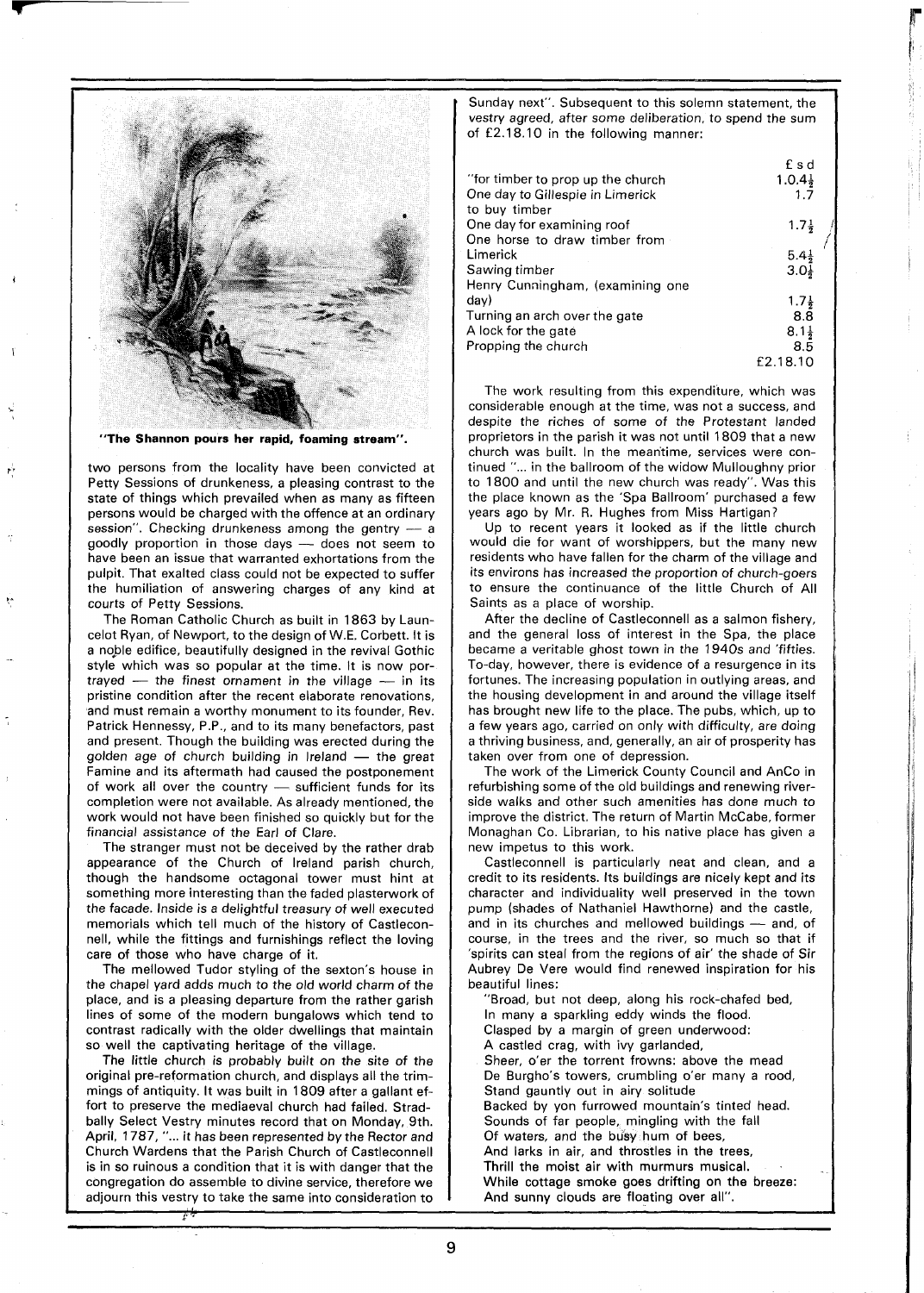"The Shannon pours her rapid, foaming stream".

two persons from the locality have been convicted at Petty Sessions of drunkeness, a pleasing contrast to the state of things which prevailed when as many as fifteen persons would be charged with the offence at an ordinary session". Checking drunkeness among the gentry — a goodly proportion in those days — does not seem to have been an issue that warranted exhortations from the pulpit. That exalted class could not be expected to suffer the humiliation of answering charges of any kind at courts of Petty Sessions.

The Roman Catholic Church as built in 1863 by Launcelot Ryan, of Newport, to the design of W.E. Corbett. It is a noble edifice, beautifully designed in the revival Gothic style which was so popular at the time. It is now portrayed — the finest ornament in the village — in its pristine condition after the recent elaborate renovations, and must remain a worthy monument to its founder, Rev. Patrick Hennessy, P.P., and to its many benefactors, past and present. Though the building was erected during the golden age of church building in Ireland — the great Famine and its aftermath had caused the postponement of work all over the country — sufficient funds for its completion were not available. As already mentioned, the work would not have been finished so quickly but for the financial assistance of the Earl of Clare.

The stranger must not be deceived by the rather drab appearance of the Church of Ireland parish church, though the handsome octagonal tower must hint at something more interesting than the faded plasterwork of the facade. Inside is a delightful treasury of well executed memorials which tell much of the history of Castleconnell, while the fittings and furnishings reflect the loving care of those who have charge of it.

The mellowed Tudor styling of the sexton's house in the chapel yard adds much to the old world charm of the place, and is a pleasing departure from the rather garish lines of some of the modern bungalows which tend to contrast radically with the older dwellings that maintain so well the captivating heritage of the village.

The little church is probably built on the site of the original pre-reformation church, and displays all the trimmings of antiquity. It was built in 1809 after a gallant effort to preserve the mediaeval church had failed. Stradbally Select Vestry minutes record that on Monday, 9th. April, 1787, "... it has been represented by the Rector and Church Wardens that the Parish Church of Castleconnell is in so ruinous a condition that it is with danger that the congregation do assemble to divine service, therefore we adjourn this vestry to take the same into consideration to Sunday next". Subsequent to this solemn statement, the vestry agreed, after some deliberation, to spend the sum of £2.18.10 in the following manner:

| | £ s d |
|---|---|
| "for timber to prop up the church | 1.0.4½ |
| One day to Gillespie in Limerick to buy timber | 1.7 |
| One day for examining roof | 1.7½ |
| One horse to draw timber from Limerick | 5.4½ |
| Sawing timber | 3.0½ |
| Henry Cunningham, (examining one day) | 1.7½ |
| Turning an arch over the gate | 8.8 |
| A lock for the gate | 8.1½ |
| Propping the church | 8.5 |
| | £2.18.10 |

The work resulting from this expenditure, which was considerable enough at the time, was not a success, and despite the riches of some of the Protestant landed proprietors in the parish it was not until 1809 that a new church was built. In the meantime, services were continued "... in the ballroom of the widow Mulloughny prior to 1800 and until the new church was ready". Was this the place known as the 'Spa Ballroom' purchased a few years ago by Mr. R. Hughes from Miss Hartigan?

Up to recent years it looked as if the little church would die for want of worshippers, but the many new residents who have fallen for the charm of the village and its environs has increased the proportion of church-goers to ensure the continuance of the little Church of All Saints as a place of worship.

After the decline of Castleconnell as a salmon fishery, and the general loss of interest in the Spa, the place became a veritable ghost town in the 1940s and 'fifties. To-day, however, there is evidence of a resurgence in its fortunes. The increasing population in outlying areas, and the housing development in and around the village itself has brought new life to the place. The pubs, which, up to a few years ago, carried on only with difficulty, are doing a thriving business, and, generally, an air of prosperity has taken over from one of depression.

The work of the Limerick County Council and AnCo in refurbishing some of the old buildings and renewing riverside walks and other such amenities has done much to improve the district. The return of Martin McCabe, former Monaghan Co. Librarian, to his native place has given a new impetus to this work.

Castleconnell is particularly neat and clean, and a credit to its residents. Its buildings are nicely kept and its character and individuality well preserved in the town pump (shades of Nathaniel Hawthorne) and the castle, and in its churches and mellowed buildings — and, of course, in the trees and the river, so much so that if 'spirits can steal from the regions of air' the shade of Sir Aubrey De Vere would find renewed inspiration for his beautiful lines:

"Broad, but not deep, along his rock-chafed bed,
In many a sparkling eddy winds the flood.
Clasped by a margin of green underwood:
A castled crag, with ivy garlanded,
Sheer, o'er the torrent frowns: above the mead
De Burgho's towers, crumbling o'er many a rood,
Stand gauntly out in airy solitude
Backed by yon furrowed mountain's tinted head.
Sounds of far people, mingling with the fall
Of waters, and the busy hum of bees,
And larks in air, and throstles in the trees,
Thrill the moist air with murmurs musical.
While cottage smoke goes drifting on the breeze:
And sunny clouds are floating over all".